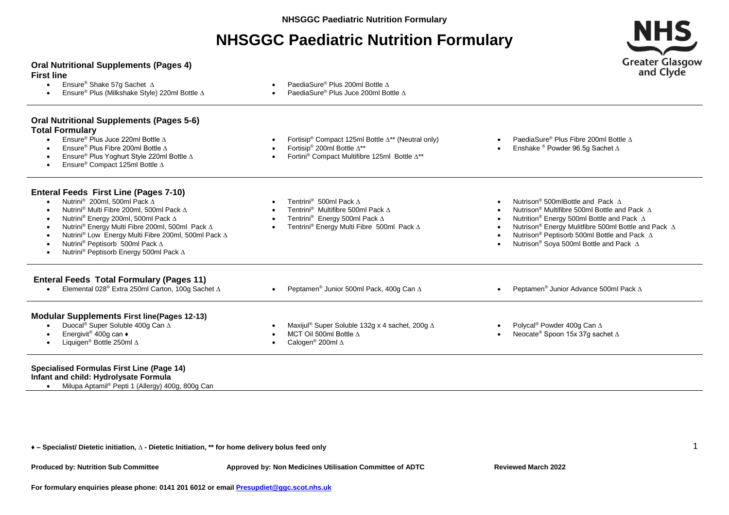# NHSGGC Paediatric Nutrition Formulary

## Oral Nutritional Supplements (Pages 4)

**First line**

- Ensure® Shake 57g Sachet ∆
- Ensure® Plus (Milkshake Style) 220ml Bottle ∆
- PaediaSure® Plus 200ml Bottle ∆
- PaediaSure® Plus Juce 200ml Bottle ∆

## Oral Nutritional Supplements (Pages 5-6)

**Total Formulary**

- Ensure® Plus Juce 220ml Bottle ∆
- Ensure® Plus Fibre 200ml Bottle ∆
- Ensure® Plus Yoghurt Style 220ml Bottle ∆
- Ensure® Compact 125ml Bottle ∆
- Fortisip® Compact 125ml Bottle ∆** (Neutral only)
- Fortisip® 200ml Bottle ∆**
- Fortini® Compact Multifibre 125ml Bottle ∆**
- PaediaSure® Plus Fibre 200ml Bottle ∆
- Enshake ® Powder 96.5g Sachet ∆

## Enteral Feeds First Line (Pages 7-10)

- Nutrini® 200ml, 500ml Pack ∆
- Nutrini® Multi Fibre 200ml, 500ml Pack ∆
- Nutrini® Energy 200ml, 500ml Pack ∆
- Nutrini® Energy Multi Fibre 200ml, 500ml Pack ∆
- Nutrini® Low Energy Multi Fibre 200ml, 500ml Pack ∆
- Nutrini® Peptisorb 500ml Pack ∆
- Nutrini® Peptisorb Energy 500ml Pack ∆
- Tentrini® 500ml Pack ∆
- Tentrini® Multifibre 500ml Pack ∆
- Tentrini® Energy 500ml Pack ∆
- Tentrini® Energy Multi Fibre 500ml Pack ∆
- Nutrison® 500mlBottle and Pack ∆
- Nutrison® Multifibre 500ml Bottle and Pack ∆
- Nutrition® Energy 500ml Bottle and Pack ∆
- Nutrison® Energy Mulitfibre 500ml Bottle and Pack ∆
- Nutrison® Peptisorb 500ml Bottle and Pack ∆
- Nutrison® Soya 500ml Bottle and Pack ∆

## Enteral Feeds Total Formulary (Pages 11)

- Elemental 028® Extra 250ml Carton, 100g Sachet ∆
- Peptamen® Junior 500ml Pack, 400g Can ∆
- Peptamen® Junior Advance 500ml Pack ∆

## Modular Supplements First line(Pages 12-13)

- Duocal® Super Soluble 400g Can ∆
- Energivit® 400g can ♦
- Liquigen® Bottle 250ml ∆
- Maxijul® Super Soluble 132g x 4 sachet, 200g ∆
- MCT Oil 500ml Bottle ∆
- Calogen® 200ml ∆
- Polycal® Powder 400g Can ∆
- Neocate® Spoon 15x 37g sachet ∆

## Specialised Formulas First Line (Page 14)

**Infant and child: Hydrolysate Formula**

- Milupa Aptamil® Pepti 1 (Allergy) 400g, 800g Can

**♦ – Specialist/ Dietetic initiation, ∆ - Dietetic Initiation, ** for home delivery bolus feed only**

**Produced by: Nutrition Sub Committee** **Approved by: Non Medicines Utilisation Committee of ADTC** **Reviewed March 2022**

**For formulary enquiries please phone: 0141 201 6012 or email Presupdiet@ggc.scot.nhs.uk**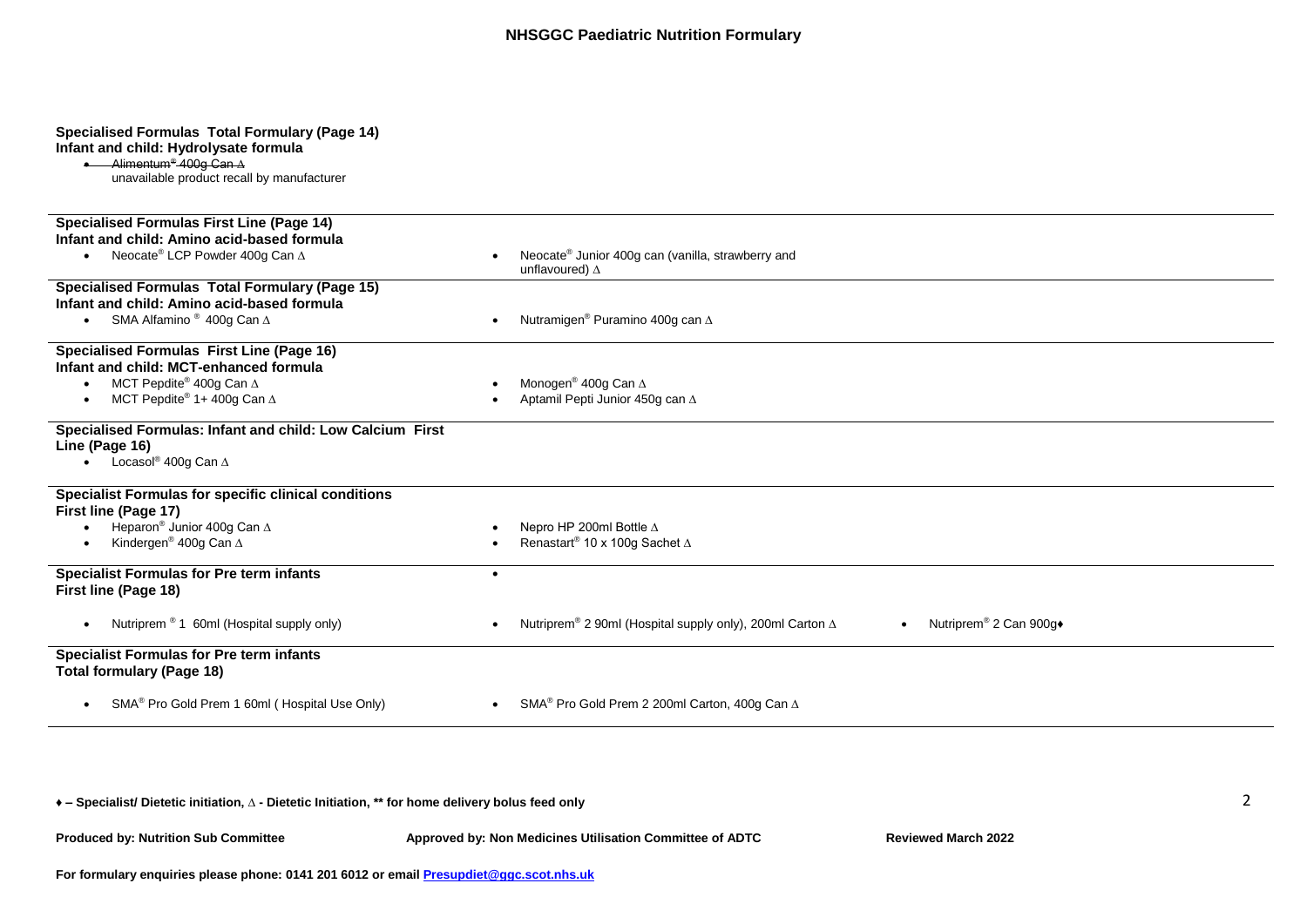# NHSGGC Paediatric Nutrition Formulary

**Specialised Formulas Total Formulary (Page 14)**
**Infant and child: Hydrolysate formula**

- ~~Alimentum® 400g Can ∆~~
  unavailable product recall by manufacturer

**Specialised Formulas First Line (Page 14)**
**Infant and child: Amino acid-based formula**

- Neocate® LCP Powder 400g Can ∆
- Neocate® Junior 400g can (vanilla, strawberry and unflavoured) ∆

**Specialised Formulas Total Formulary (Page 15)**
**Infant and child: Amino acid-based formula**

- SMA Alfamino ® 400g Can ∆
- Nutramigen® Puramino 400g can ∆

**Specialised Formulas First Line (Page 16)**
**Infant and child: MCT-enhanced formula**

- MCT Pepdite® 400g Can ∆
- MCT Pepdite® 1+ 400g Can ∆
- Monogen® 400g Can ∆
- Aptamil Pepti Junior 450g can ∆

**Specialised Formulas: Infant and child: Low Calcium First Line (Page 16)**

- Locasol® 400g Can ∆

**Specialist Formulas for specific clinical conditions First line (Page 17)**

- Heparon® Junior 400g Can ∆
- Kindergen® 400g Can ∆
- Nepro HP 200ml Bottle ∆
- Renastart® 10 x 100g Sachet ∆

**Specialist Formulas for Pre term infants First line (Page 18)**

- Nutriprem ® 1 60ml (Hospital supply only)
- Nutriprem® 2 90ml (Hospital supply only), 200ml Carton ∆
- Nutriprem® 2 Can 900g♦

**Specialist Formulas for Pre term infants Total formulary (Page 18)**

- SMA® Pro Gold Prem 1 60ml ( Hospital Use Only)
- SMA® Pro Gold Prem 2 200ml Carton, 400g Can ∆

**♦ – Specialist/ Dietetic initiation, ∆ - Dietetic Initiation, ** for home delivery bolus feed only**

**Produced by: Nutrition Sub Committee** **Approved by: Non Medicines Utilisation Committee of ADTC** **Reviewed March 2022**

**For formulary enquiries please phone: 0141 201 6012 or email Presupdiet@ggc.scot.nhs.uk**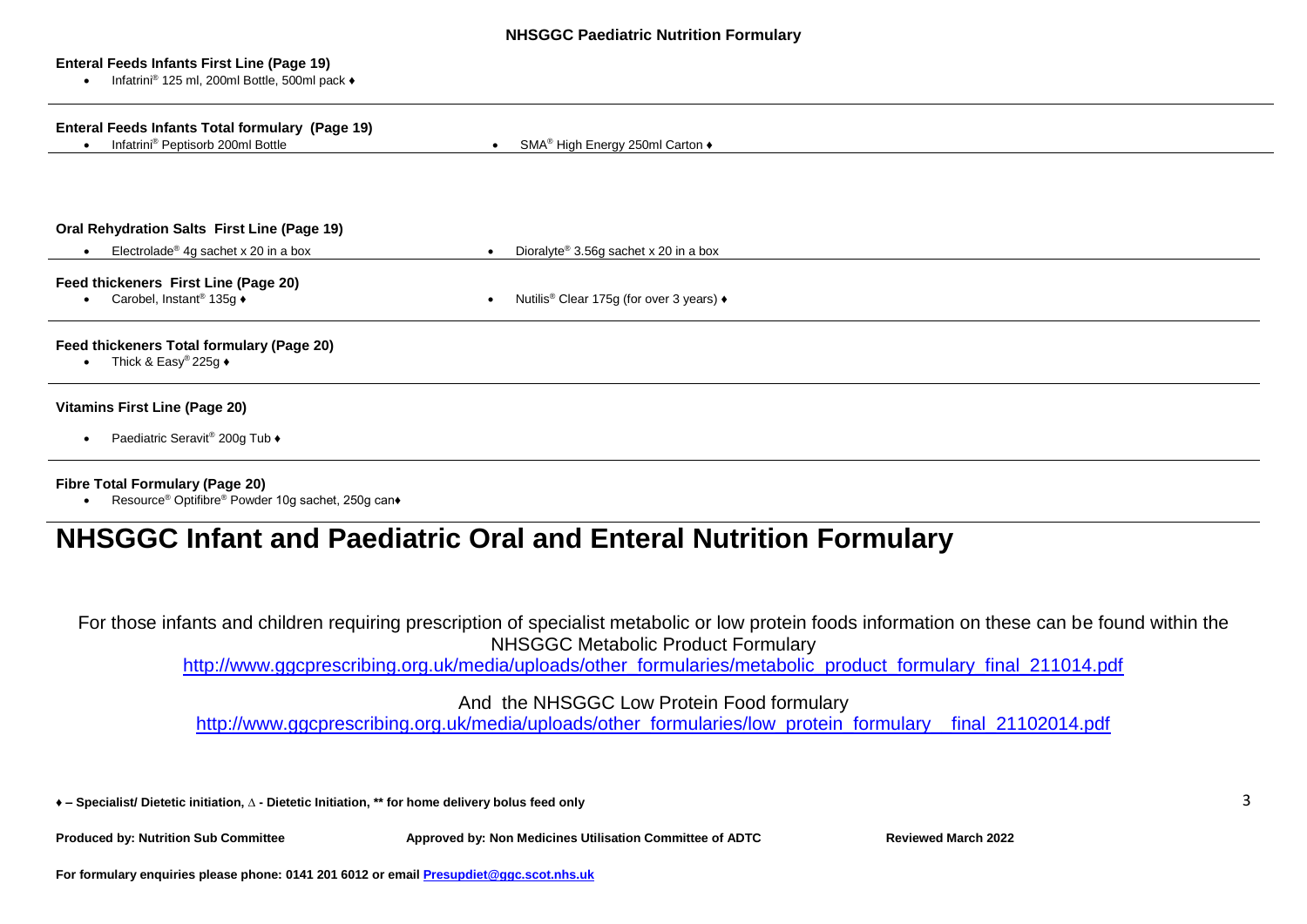**Enteral Feeds Infants First Line (Page 19)**

- Infatrini® 125 ml, 200ml Bottle, 500ml pack ♦

**Enteral Feeds Infants Total formulary (Page 19)**

- Infatrini® Peptisorb 200ml Bottle
- SMA® High Energy 250ml Carton ♦

**Oral Rehydration Salts First Line (Page 19)**

- Electrolade® 4g sachet x 20 in a box
- Dioralyte® 3.56g sachet x 20 in a box

**Feed thickeners First Line (Page 20)**

- Carobel, Instant® 135g ♦
- Nutilis® Clear 175g (for over 3 years) ♦

**Feed thickeners Total formulary (Page 20)**

- Thick & Easy® 225g ♦

**Vitamins First Line (Page 20)**

- Paediatric Seravit® 200g Tub ♦

**Fibre Total Formulary (Page 20)**

- Resource® Optifibre® Powder 10g sachet, 250g can♦

# NHSGGC Infant and Paediatric Oral and Enteral Nutrition Formulary

For those infants and children requiring prescription of specialist metabolic or low protein foods information on these can be found within the NHSGGC Metabolic Product Formulary
http://www.ggcprescribing.org.uk/media/uploads/other_formularies/metabolic_product_formulary_final_211014.pdf

And the NHSGGC Low Protein Food formulary
http://www.ggcprescribing.org.uk/media/uploads/other_formularies/low_protein_formulary__final_21102014.pdf

**♦ – Specialist/ Dietetic initiation, ∆ - Dietetic Initiation, \*\* for home delivery bolus feed only**

**Produced by: Nutrition Sub Committee** **Approved by: Non Medicines Utilisation Committee of ADTC** **Reviewed March 2022**

**For formulary enquiries please phone: 0141 201 6012 or email Presupdiet@ggc.scot.nhs.uk**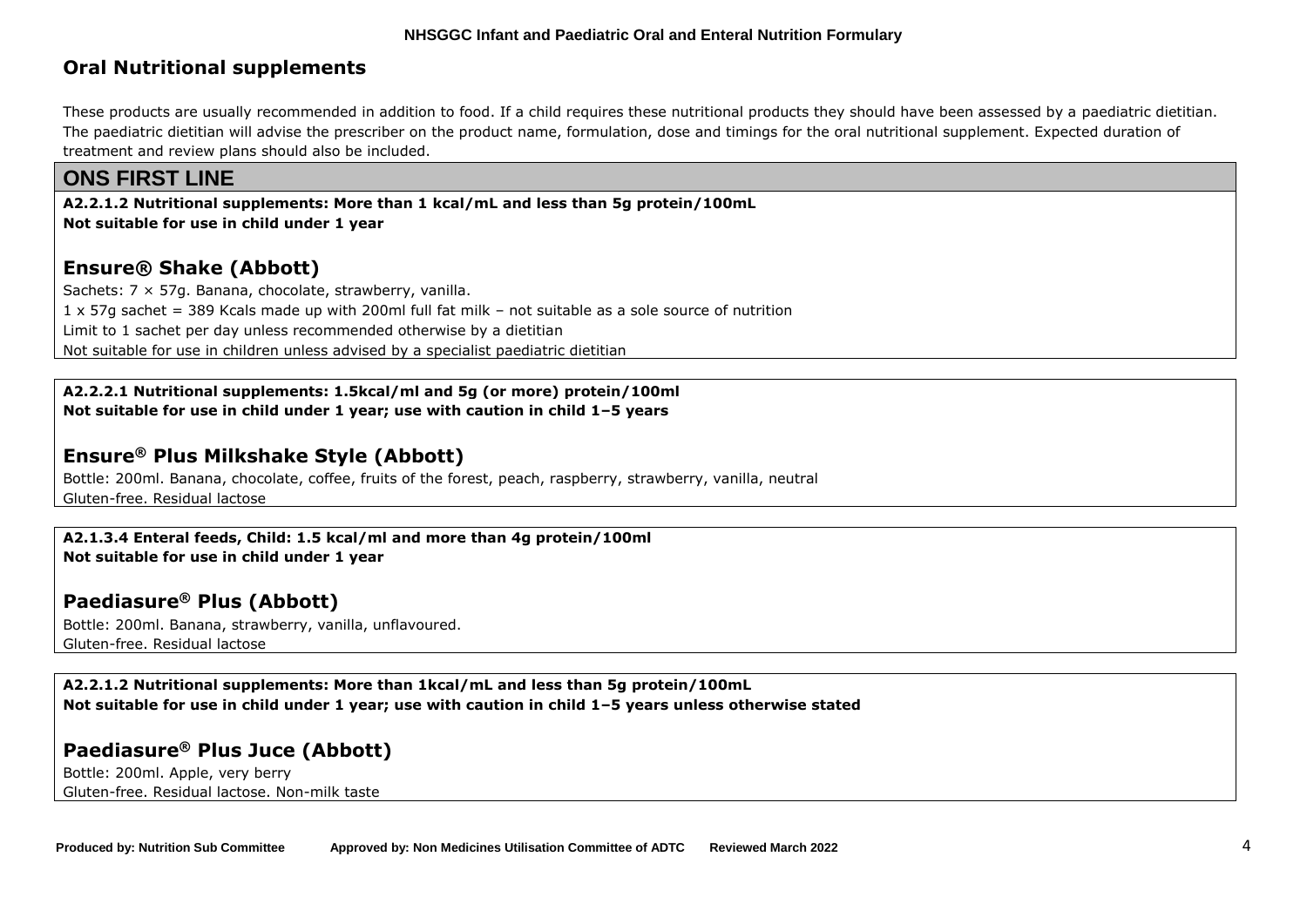## Oral Nutritional supplements

These products are usually recommended in addition to food. If a child requires these nutritional products they should have been assessed by a paediatric dietitian. The paediatric dietitian will advise the prescriber on the product name, formulation, dose and timings for the oral nutritional supplement. Expected duration of treatment and review plans should also be included.

## ONS FIRST LINE

**A2.2.1.2 Nutritional supplements: More than 1 kcal/mL and less than 5g protein/100mL**
**Not suitable for use in child under 1 year**

### Ensure® Shake (Abbott)

Sachets: 7 × 57g. Banana, chocolate, strawberry, vanilla.
1 x 57g sachet = 389 Kcals made up with 200ml full fat milk – not suitable as a sole source of nutrition
Limit to 1 sachet per day unless recommended otherwise by a dietitian
Not suitable for use in children unless advised by a specialist paediatric dietitian

**A2.2.2.1 Nutritional supplements: 1.5kcal/ml and 5g (or more) protein/100ml**
**Not suitable for use in child under 1 year; use with caution in child 1–5 years**

### Ensure® Plus Milkshake Style (Abbott)

Bottle: 200ml. Banana, chocolate, coffee, fruits of the forest, peach, raspberry, strawberry, vanilla, neutral
Gluten-free. Residual lactose

**A2.1.3.4 Enteral feeds, Child: 1.5 kcal/ml and more than 4g protein/100ml**
**Not suitable for use in child under 1 year**

### Paediasure® Plus (Abbott)

Bottle: 200ml. Banana, strawberry, vanilla, unflavoured.
Gluten-free. Residual lactose

**A2.2.1.2 Nutritional supplements: More than 1kcal/mL and less than 5g protein/100mL**
**Not suitable for use in child under 1 year; use with caution in child 1–5 years unless otherwise stated**

### Paediasure® Plus Juce (Abbott)

Bottle: 200ml. Apple, very berry
Gluten-free. Residual lactose. Non-milk taste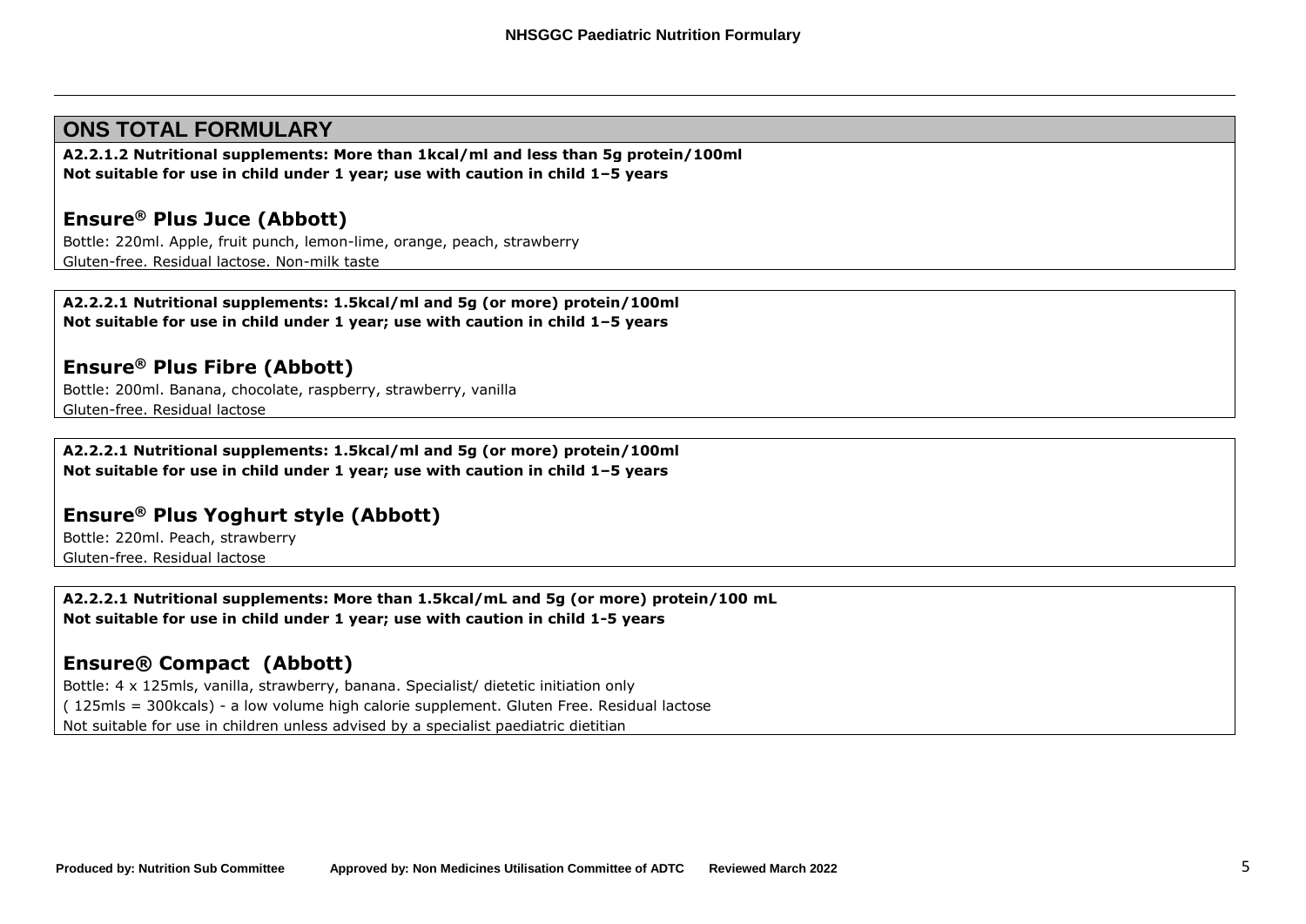## ONS TOTAL FORMULARY

**A2.2.1.2 Nutritional supplements: More than 1kcal/ml and less than 5g protein/100ml**
**Not suitable for use in child under 1 year; use with caution in child 1–5 years**

### Ensure® Plus Juce (Abbott)

Bottle: 220ml. Apple, fruit punch, lemon-lime, orange, peach, strawberry
Gluten-free. Residual lactose. Non-milk taste

**A2.2.2.1 Nutritional supplements: 1.5kcal/ml and 5g (or more) protein/100ml**
**Not suitable for use in child under 1 year; use with caution in child 1–5 years**

### Ensure® Plus Fibre (Abbott)

Bottle: 200ml. Banana, chocolate, raspberry, strawberry, vanilla
Gluten-free. Residual lactose

**A2.2.2.1 Nutritional supplements: 1.5kcal/ml and 5g (or more) protein/100ml**
**Not suitable for use in child under 1 year; use with caution in child 1–5 years**

### Ensure® Plus Yoghurt style (Abbott)

Bottle: 220ml. Peach, strawberry
Gluten-free. Residual lactose

**A2.2.2.1 Nutritional supplements: More than 1.5kcal/mL and 5g (or more) protein/100 mL**
**Not suitable for use in child under 1 year; use with caution in child 1-5 years**

### Ensure® Compact (Abbott)

Bottle: 4 x 125mls, vanilla, strawberry, banana. Specialist/ dietetic initiation only
( 125mls = 300kcals) - a low volume high calorie supplement. Gluten Free. Residual lactose
Not suitable for use in children unless advised by a specialist paediatric dietitian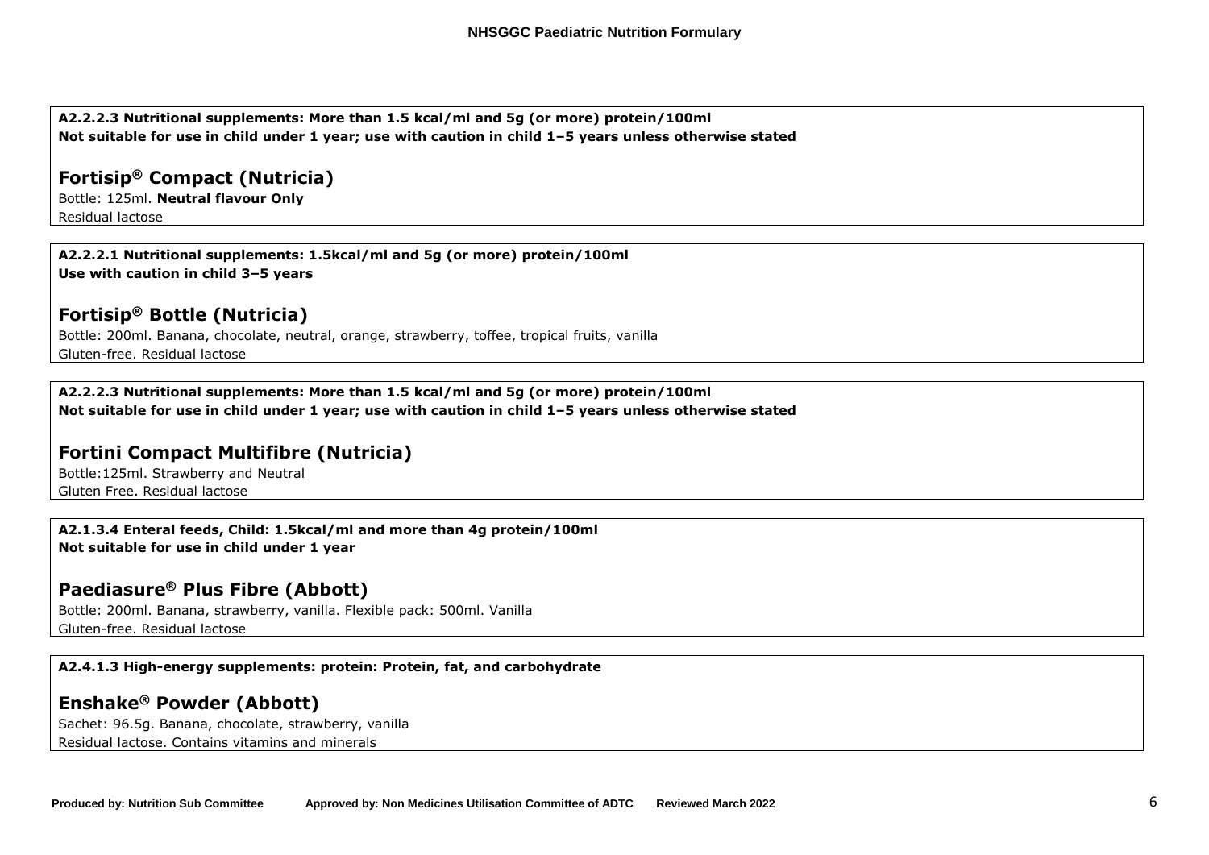**A2.2.2.3 Nutritional supplements: More than 1.5 kcal/ml and 5g (or more) protein/100ml**
**Not suitable for use in child under 1 year; use with caution in child 1–5 years unless otherwise stated**

## Fortisip® Compact (Nutricia)

Bottle: 125ml. **Neutral flavour Only**
Residual lactose

**A2.2.2.1 Nutritional supplements: 1.5kcal/ml and 5g (or more) protein/100ml**
**Use with caution in child 3–5 years**

## Fortisip® Bottle (Nutricia)

Bottle: 200ml. Banana, chocolate, neutral, orange, strawberry, toffee, tropical fruits, vanilla
Gluten-free. Residual lactose

**A2.2.2.3 Nutritional supplements: More than 1.5 kcal/ml and 5g (or more) protein/100ml**
**Not suitable for use in child under 1 year; use with caution in child 1–5 years unless otherwise stated**

## Fortini Compact Multifibre (Nutricia)

Bottle:125ml. Strawberry and Neutral
Gluten Free. Residual lactose

**A2.1.3.4 Enteral feeds, Child: 1.5kcal/ml and more than 4g protein/100ml**
**Not suitable for use in child under 1 year**

## Paediasure® Plus Fibre (Abbott)

Bottle: 200ml. Banana, strawberry, vanilla. Flexible pack: 500ml. Vanilla
Gluten-free. Residual lactose

**A2.4.1.3 High-energy supplements: protein: Protein, fat, and carbohydrate**

## Enshake® Powder (Abbott)

Sachet: 96.5g. Banana, chocolate, strawberry, vanilla
Residual lactose. Contains vitamins and minerals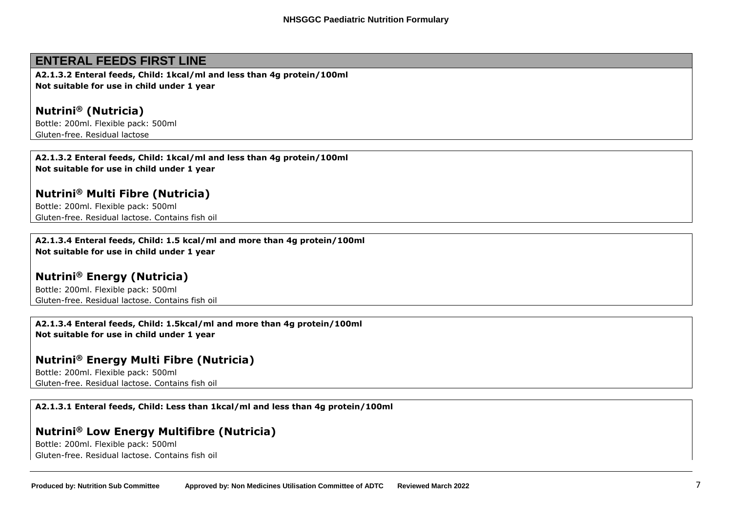## ENTERAL FEEDS FIRST LINE

**A2.1.3.2 Enteral feeds, Child: 1kcal/ml and less than 4g protein/100ml**
**Not suitable for use in child under 1 year**

### Nutrini® (Nutricia)

Bottle: 200ml. Flexible pack: 500ml
Gluten-free. Residual lactose

**A2.1.3.2 Enteral feeds, Child: 1kcal/ml and less than 4g protein/100ml**
**Not suitable for use in child under 1 year**

### Nutrini® Multi Fibre (Nutricia)

Bottle: 200ml. Flexible pack: 500ml
Gluten-free. Residual lactose. Contains fish oil

**A2.1.3.4 Enteral feeds, Child: 1.5 kcal/ml and more than 4g protein/100ml**
**Not suitable for use in child under 1 year**

### Nutrini® Energy (Nutricia)

Bottle: 200ml. Flexible pack: 500ml
Gluten-free. Residual lactose. Contains fish oil

**A2.1.3.4 Enteral feeds, Child: 1.5kcal/ml and more than 4g protein/100ml**
**Not suitable for use in child under 1 year**

### Nutrini® Energy Multi Fibre (Nutricia)

Bottle: 200ml. Flexible pack: 500ml
Gluten-free. Residual lactose. Contains fish oil

**A2.1.3.1 Enteral feeds, Child: Less than 1kcal/ml and less than 4g protein/100ml**

### Nutrini® Low Energy Multifibre (Nutricia)

Bottle: 200ml. Flexible pack: 500ml
Gluten-free. Residual lactose. Contains fish oil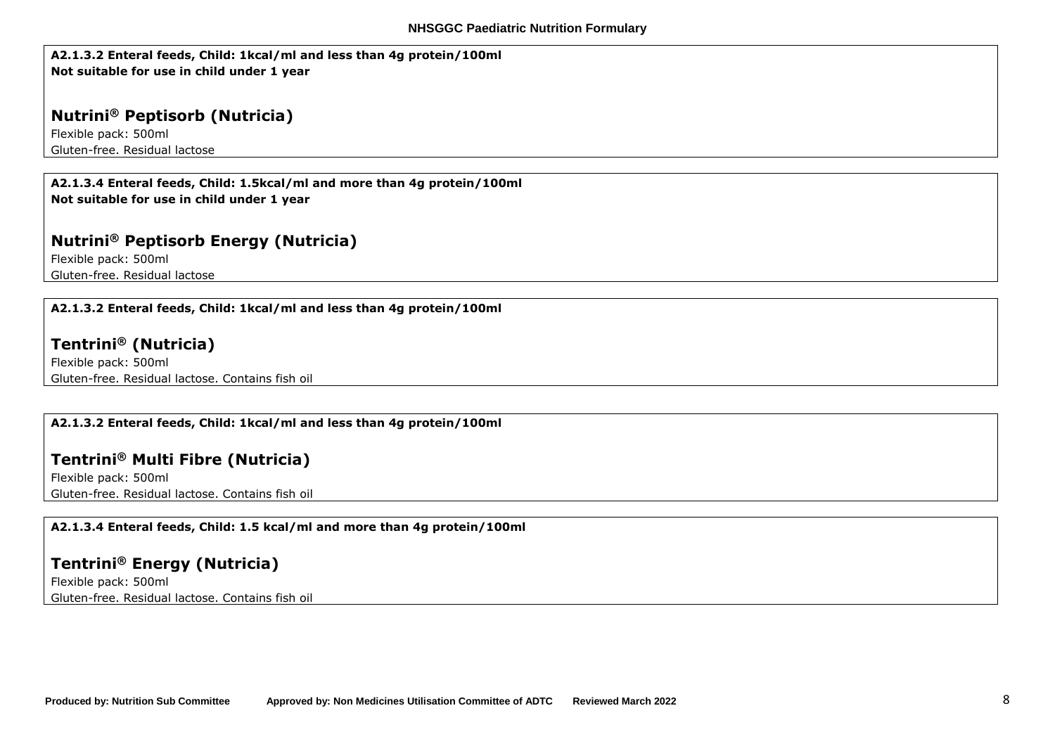**A2.1.3.2 Enteral feeds, Child: 1kcal/ml and less than 4g protein/100ml**
**Not suitable for use in child under 1 year**

## Nutrini® Peptisorb (Nutricia)

Flexible pack: 500ml
Gluten-free. Residual lactose

**A2.1.3.4 Enteral feeds, Child: 1.5kcal/ml and more than 4g protein/100ml**
**Not suitable for use in child under 1 year**

## Nutrini® Peptisorb Energy (Nutricia)

Flexible pack: 500ml
Gluten-free. Residual lactose

**A2.1.3.2 Enteral feeds, Child: 1kcal/ml and less than 4g protein/100ml**

## Tentrini® (Nutricia)

Flexible pack: 500ml
Gluten-free. Residual lactose. Contains fish oil

**A2.1.3.2 Enteral feeds, Child: 1kcal/ml and less than 4g protein/100ml**

## Tentrini® Multi Fibre (Nutricia)

Flexible pack: 500ml
Gluten-free. Residual lactose. Contains fish oil

**A2.1.3.4 Enteral feeds, Child: 1.5 kcal/ml and more than 4g protein/100ml**

## Tentrini® Energy (Nutricia)

Flexible pack: 500ml
Gluten-free. Residual lactose. Contains fish oil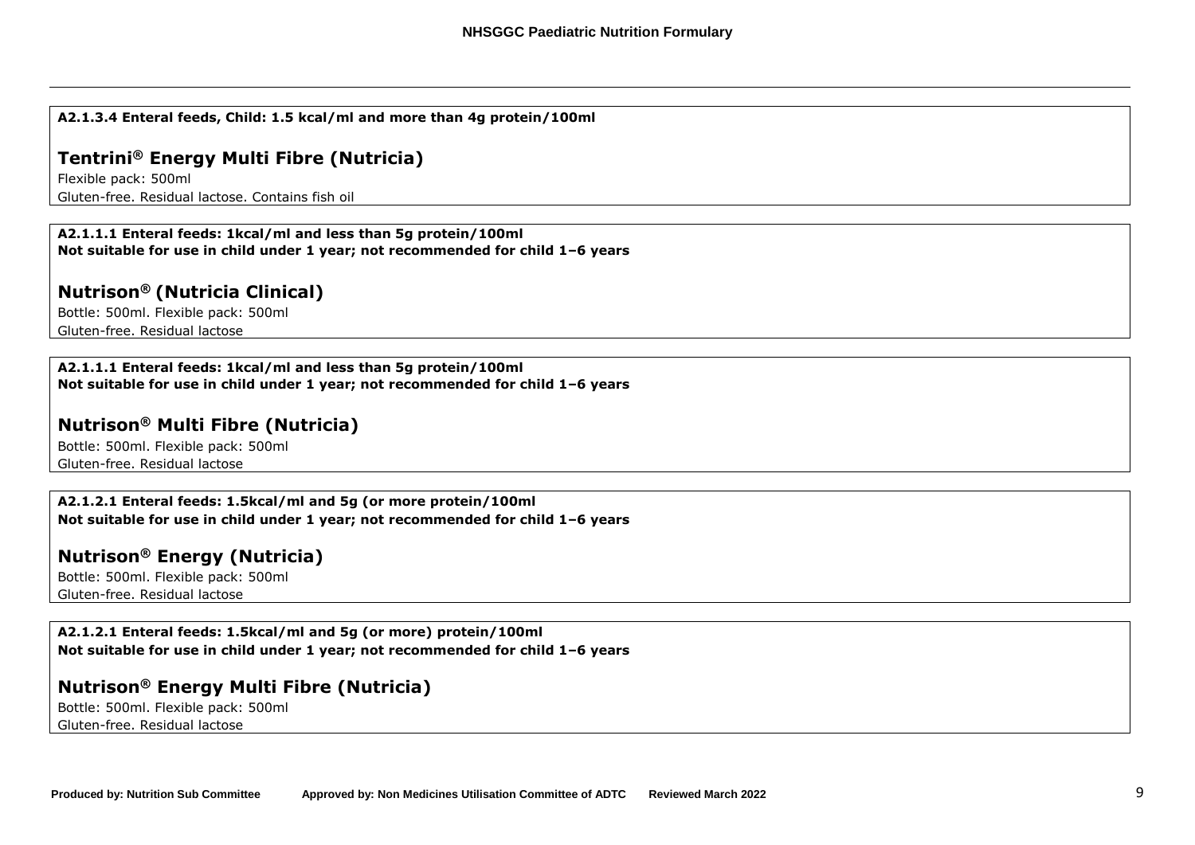**A2.1.3.4 Enteral feeds, Child: 1.5 kcal/ml and more than 4g protein/100ml**

## Tentrini® Energy Multi Fibre (Nutricia)

Flexible pack: 500ml

Gluten-free. Residual lactose. Contains fish oil

---

**A2.1.1.1 Enteral feeds: 1kcal/ml and less than 5g protein/100ml**
**Not suitable for use in child under 1 year; not recommended for child 1–6 years**

## Nutrison® (Nutricia Clinical)

Bottle: 500ml. Flexible pack: 500ml

Gluten-free. Residual lactose

---

**A2.1.1.1 Enteral feeds: 1kcal/ml and less than 5g protein/100ml**
**Not suitable for use in child under 1 year; not recommended for child 1–6 years**

## Nutrison® Multi Fibre (Nutricia)

Bottle: 500ml. Flexible pack: 500ml

Gluten-free. Residual lactose

---

**A2.1.2.1 Enteral feeds: 1.5kcal/ml and 5g (or more protein/100ml**
**Not suitable for use in child under 1 year; not recommended for child 1–6 years**

## Nutrison® Energy (Nutricia)

Bottle: 500ml. Flexible pack: 500ml

Gluten-free. Residual lactose

---

**A2.1.2.1 Enteral feeds: 1.5kcal/ml and 5g (or more) protein/100ml**
**Not suitable for use in child under 1 year; not recommended for child 1–6 years**

## Nutrison® Energy Multi Fibre (Nutricia)

Bottle: 500ml. Flexible pack: 500ml

Gluten-free. Residual lactose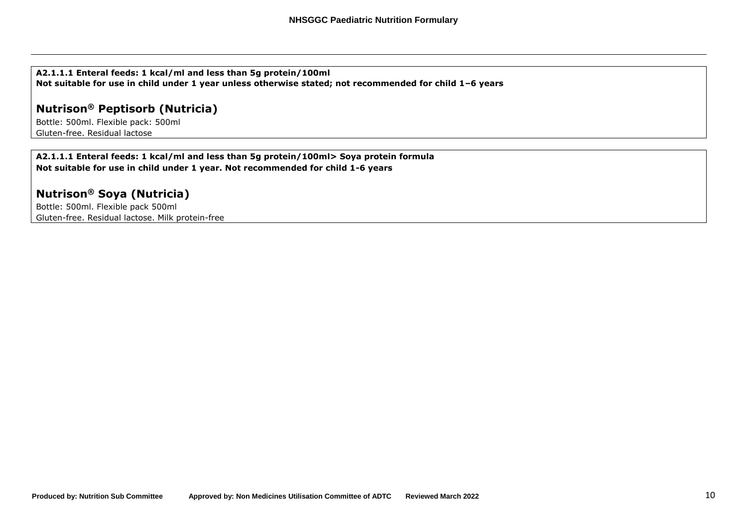**A2.1.1.1 Enteral feeds: 1 kcal/ml and less than 5g protein/100ml**
**Not suitable for use in child under 1 year unless otherwise stated; not recommended for child 1–6 years**

## Nutrison® Peptisorb (Nutricia)

Bottle: 500ml. Flexible pack: 500ml
Gluten-free. Residual lactose

**A2.1.1.1 Enteral feeds: 1 kcal/ml and less than 5g protein/100ml> Soya protein formula**
**Not suitable for use in child under 1 year. Not recommended for child 1-6 years**

## Nutrison® Soya (Nutricia)

Bottle: 500ml. Flexible pack 500ml
Gluten-free. Residual lactose. Milk protein-free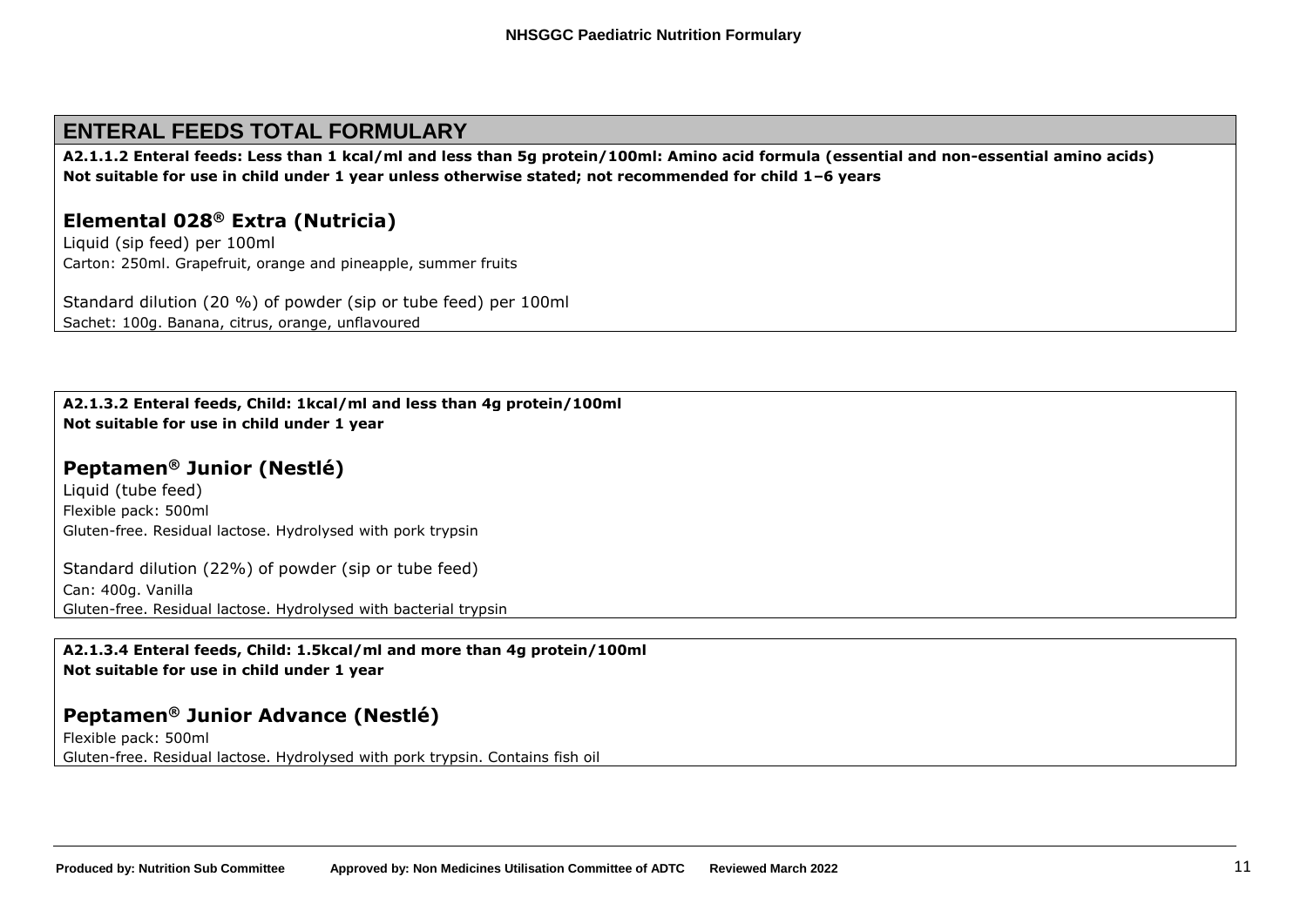## ENTERAL FEEDS TOTAL FORMULARY

**A2.1.1.2 Enteral feeds: Less than 1 kcal/ml and less than 5g protein/100ml: Amino acid formula (essential and non-essential amino acids)**
**Not suitable for use in child under 1 year unless otherwise stated; not recommended for child 1–6 years**

### Elemental 028® Extra (Nutricia)

Liquid (sip feed) per 100ml
Carton: 250ml. Grapefruit, orange and pineapple, summer fruits

Standard dilution (20 %) of powder (sip or tube feed) per 100ml
Sachet: 100g. Banana, citrus, orange, unflavoured

**A2.1.3.2 Enteral feeds, Child: 1kcal/ml and less than 4g protein/100ml**
**Not suitable for use in child under 1 year**

### Peptamen® Junior (Nestlé)

Liquid (tube feed)
Flexible pack: 500ml
Gluten-free. Residual lactose. Hydrolysed with pork trypsin

Standard dilution (22%) of powder (sip or tube feed)
Can: 400g. Vanilla
Gluten-free. Residual lactose. Hydrolysed with bacterial trypsin

**A2.1.3.4 Enteral feeds, Child: 1.5kcal/ml and more than 4g protein/100ml**
**Not suitable for use in child under 1 year**

### Peptamen® Junior Advance (Nestlé)

Flexible pack: 500ml
Gluten-free. Residual lactose. Hydrolysed with pork trypsin. Contains fish oil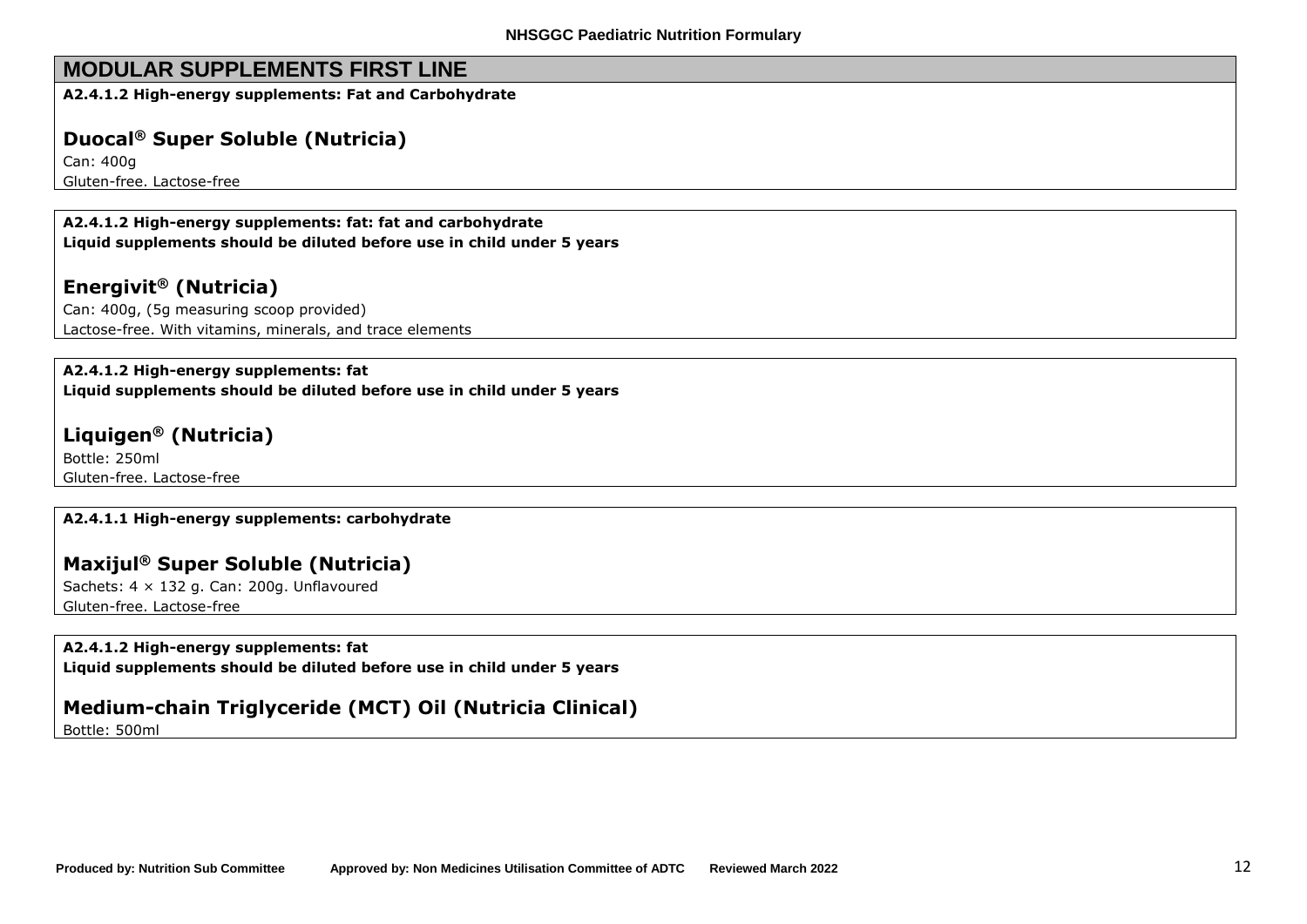## MODULAR SUPPLEMENTS FIRST LINE

**A2.4.1.2 High-energy supplements: Fat and Carbohydrate**

### Duocal® Super Soluble (Nutricia)

Can: 400g

Gluten-free. Lactose-free

**A2.4.1.2 High-energy supplements: fat: fat and carbohydrate**
**Liquid supplements should be diluted before use in child under 5 years**

### Energivit® (Nutricia)

Can: 400g, (5g measuring scoop provided)

Lactose-free. With vitamins, minerals, and trace elements

**A2.4.1.2 High-energy supplements: fat**
**Liquid supplements should be diluted before use in child under 5 years**

### Liquigen® (Nutricia)

Bottle: 250ml

Gluten-free. Lactose-free

**A2.4.1.1 High-energy supplements: carbohydrate**

### Maxijul® Super Soluble (Nutricia)

Sachets: 4 × 132 g. Can: 200g. Unflavoured

Gluten-free. Lactose-free

**A2.4.1.2 High-energy supplements: fat**
**Liquid supplements should be diluted before use in child under 5 years**

### Medium-chain Triglyceride (MCT) Oil (Nutricia Clinical)

Bottle: 500ml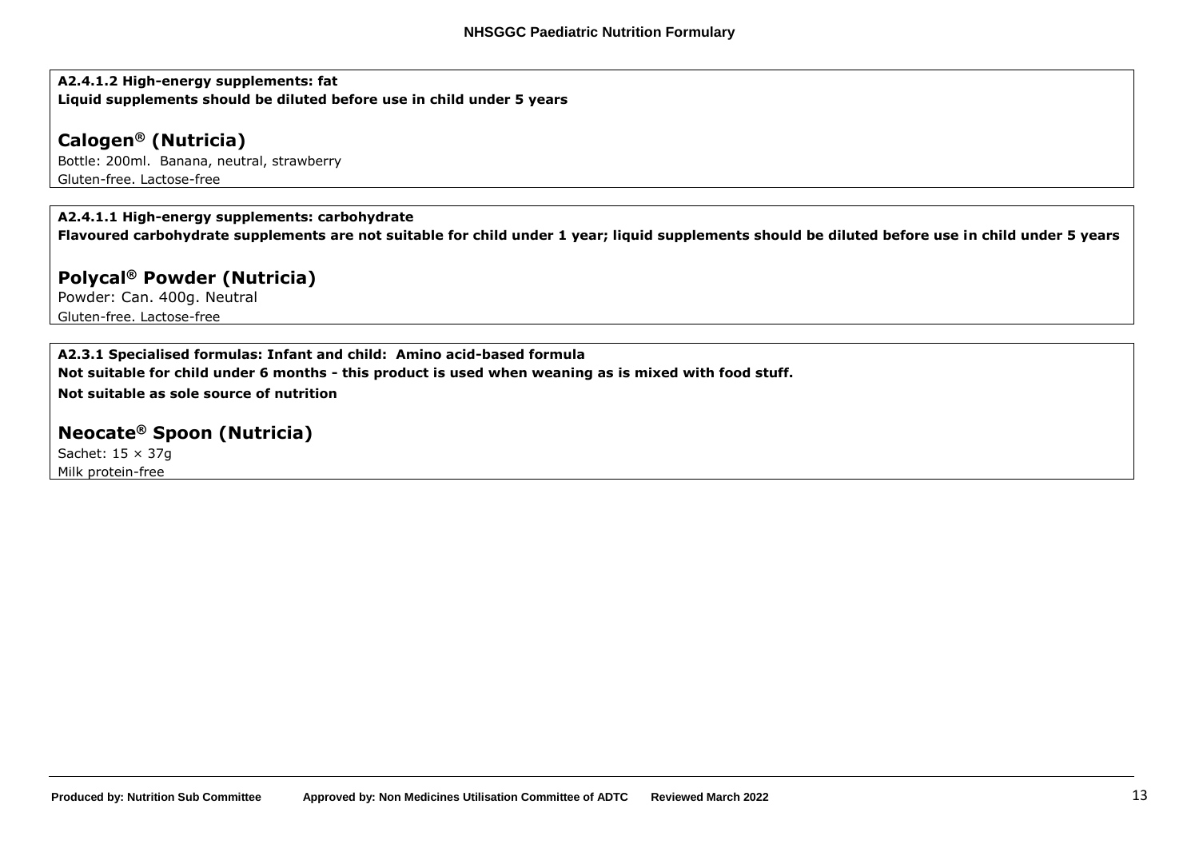**A2.4.1.2 High-energy supplements: fat**
**Liquid supplements should be diluted before use in child under 5 years**

## Calogen® (Nutricia)

Bottle: 200ml. Banana, neutral, strawberry
Gluten-free. Lactose-free

**A2.4.1.1 High-energy supplements: carbohydrate**
**Flavoured carbohydrate supplements are not suitable for child under 1 year; liquid supplements should be diluted before use in child under 5 years**

## Polycal® Powder (Nutricia)

Powder: Can. 400g. Neutral
Gluten-free. Lactose-free

**A2.3.1 Specialised formulas: Infant and child: Amino acid-based formula**
**Not suitable for child under 6 months - this product is used when weaning as is mixed with food stuff.**
**Not suitable as sole source of nutrition**

## Neocate® Spoon (Nutricia)

Sachet: 15 × 37g
Milk protein-free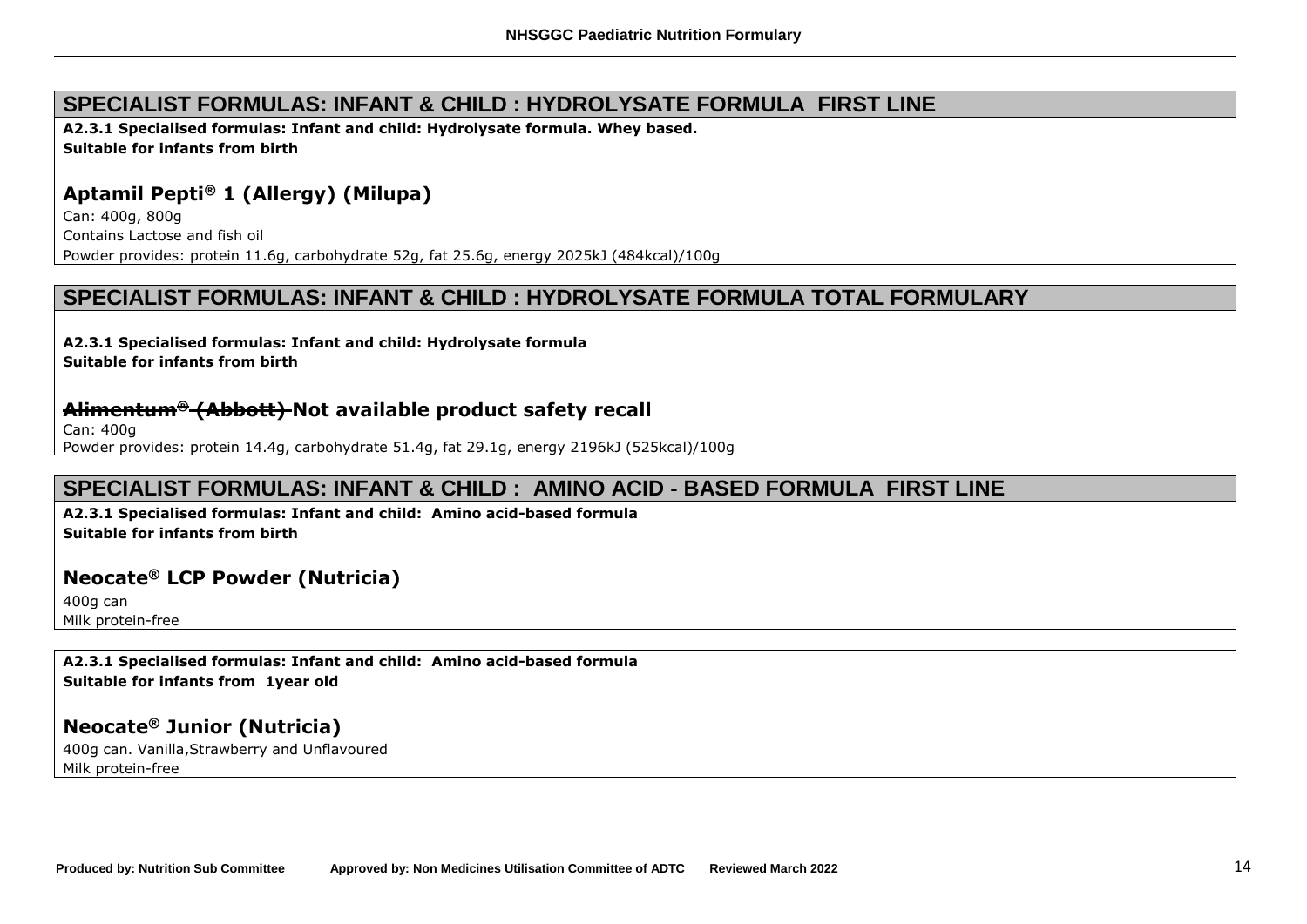## SPECIALIST FORMULAS: INFANT & CHILD : HYDROLYSATE FORMULA FIRST LINE

**A2.3.1 Specialised formulas: Infant and child: Hydrolysate formula. Whey based.**
**Suitable for infants from birth**

### Aptamil Pepti® 1 (Allergy) (Milupa)

Can: 400g, 800g
Contains Lactose and fish oil
Powder provides: protein 11.6g, carbohydrate 52g, fat 25.6g, energy 2025kJ (484kcal)/100g

## SPECIALIST FORMULAS: INFANT & CHILD : HYDROLYSATE FORMULA TOTAL FORMULARY

**A2.3.1 Specialised formulas: Infant and child: Hydrolysate formula**
**Suitable for infants from birth**

### ~~Alimentum® (Abbott)~~ Not available product safety recall

Can: 400g
Powder provides: protein 14.4g, carbohydrate 51.4g, fat 29.1g, energy 2196kJ (525kcal)/100g

## SPECIALIST FORMULAS: INFANT & CHILD : AMINO ACID - BASED FORMULA FIRST LINE

**A2.3.1 Specialised formulas: Infant and child: Amino acid-based formula**
**Suitable for infants from birth**

### Neocate® LCP Powder (Nutricia)

400g can
Milk protein-free

**A2.3.1 Specialised formulas: Infant and child: Amino acid-based formula**
**Suitable for infants from 1year old**

### Neocate® Junior (Nutricia)

400g can. Vanilla,Strawberry and Unflavoured
Milk protein-free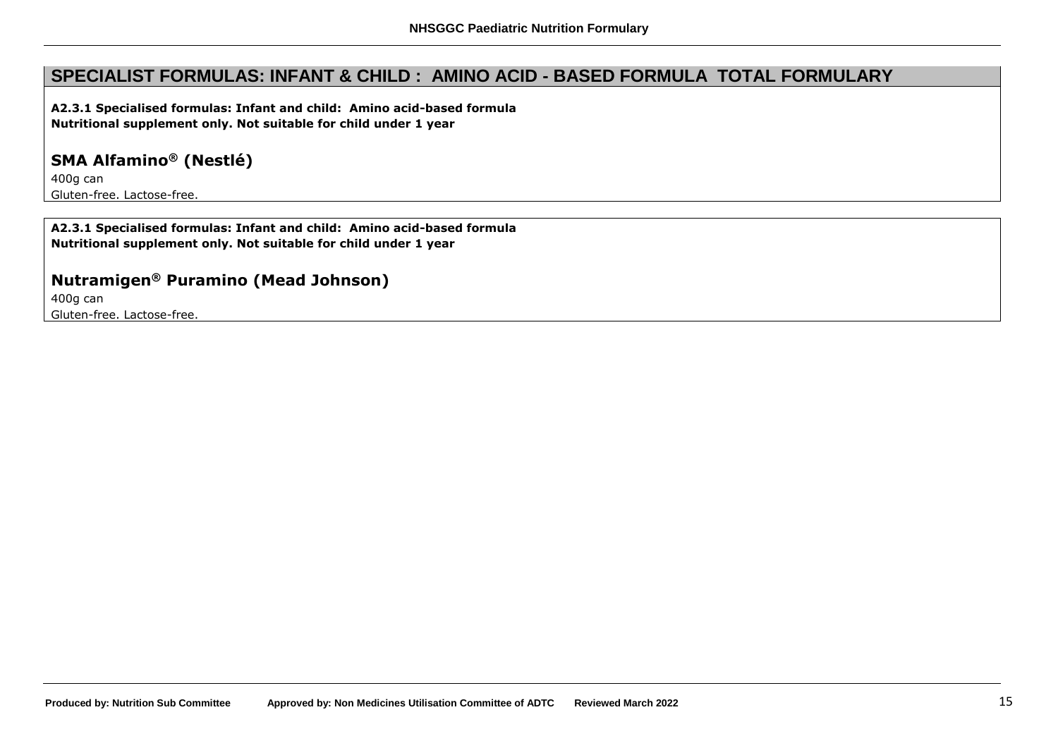# SPECIALIST FORMULAS: INFANT & CHILD : AMINO ACID - BASED FORMULA TOTAL FORMULARY

**A2.3.1 Specialised formulas: Infant and child: Amino acid-based formula**
**Nutritional supplement only. Not suitable for child under 1 year**

## SMA Alfamino® (Nestlé)

400g can
Gluten-free. Lactose-free.

**A2.3.1 Specialised formulas: Infant and child: Amino acid-based formula**
**Nutritional supplement only. Not suitable for child under 1 year**

## Nutramigen® Puramino (Mead Johnson)

400g can
Gluten-free. Lactose-free.

**Produced by: Nutrition Sub Committee** **Approved by: Non Medicines Utilisation Committee of ADTC** **Reviewed March 2022**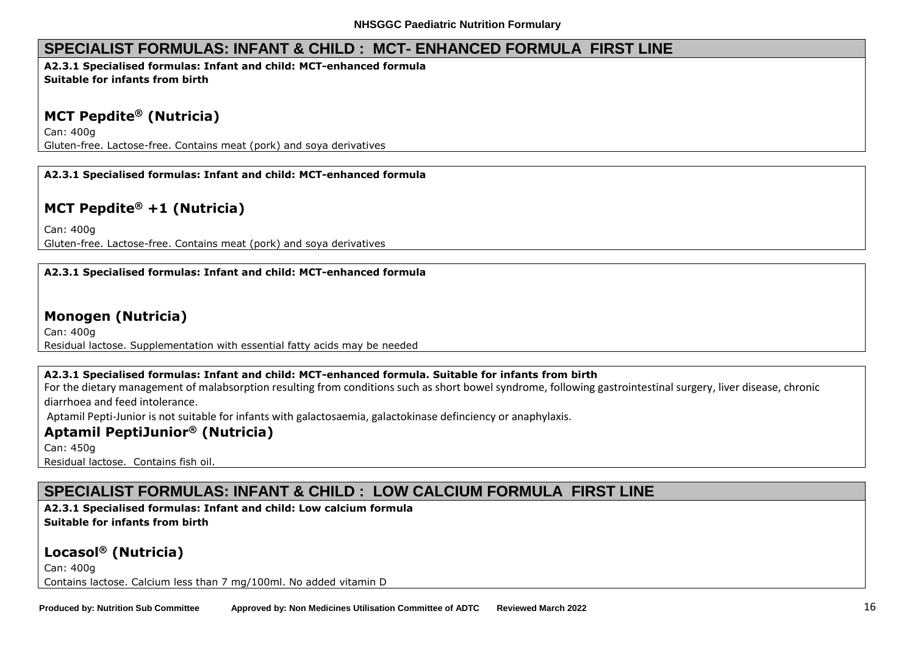## SPECIALIST FORMULAS: INFANT & CHILD : MCT- ENHANCED FORMULA FIRST LINE

**A2.3.1 Specialised formulas: Infant and child: MCT-enhanced formula**
**Suitable for infants from birth**

### MCT Pepdite® (Nutricia)

Can: 400g

Gluten-free. Lactose-free. Contains meat (pork) and soya derivatives

**A2.3.1 Specialised formulas: Infant and child: MCT-enhanced formula**

### MCT Pepdite® +1 (Nutricia)

Can: 400g

Gluten-free. Lactose-free. Contains meat (pork) and soya derivatives

**A2.3.1 Specialised formulas: Infant and child: MCT-enhanced formula**

### Monogen (Nutricia)

Can: 400g

Residual lactose. Supplementation with essential fatty acids may be needed

**A2.3.1 Specialised formulas: Infant and child: MCT-enhanced formula. Suitable for infants from birth**

For the dietary management of malabsorption resulting from conditions such as short bowel syndrome, following gastrointestinal surgery, liver disease, chronic diarrhoea and feed intolerance.

Aptamil Pepti-Junior is not suitable for infants with galactosaemia, galactokinase defninciency or anaphylaxis.

### Aptamil PeptiJunior® (Nutricia)

Can: 450g

Residual lactose. Contains fish oil.

## SPECIALIST FORMULAS: INFANT & CHILD : LOW CALCIUM FORMULA FIRST LINE

**A2.3.1 Specialised formulas: Infant and child: Low calcium formula**
**Suitable for infants from birth**

### Locasol® (Nutricia)

Can: 400g

Contains lactose. Calcium less than 7 mg/100ml. No added vitamin D

Produced by: Nutrition Sub Committee    Approved by: Non Medicines Utilisation Committee of ADTC    Reviewed March 2022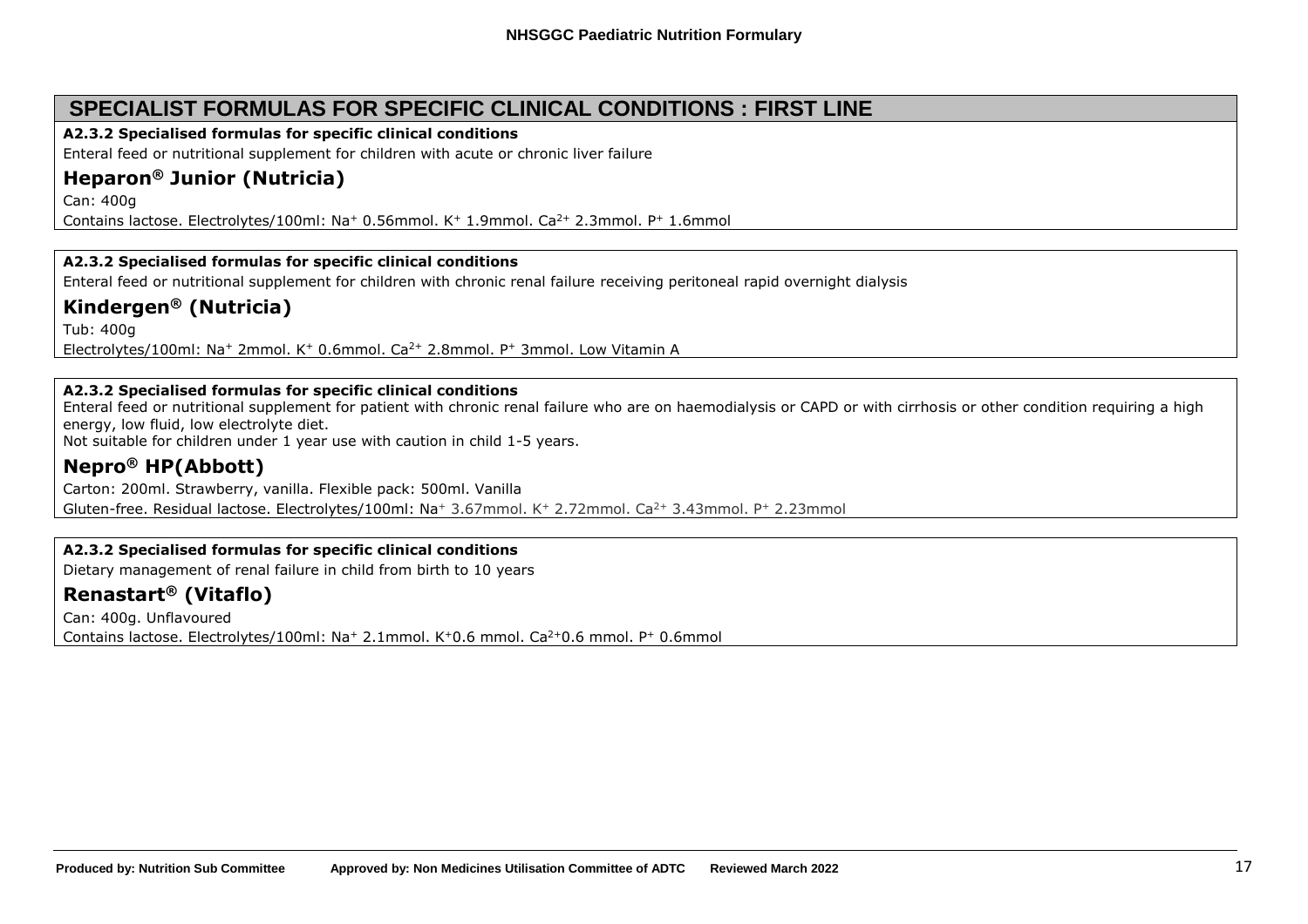## SPECIALIST FORMULAS FOR SPECIFIC CLINICAL CONDITIONS : FIRST LINE

**A2.3.2 Specialised formulas for specific clinical conditions**

Enteral feed or nutritional supplement for children with acute or chronic liver failure

### Heparon® Junior (Nutricia)

Can: 400g

Contains lactose. Electrolytes/100ml: $Na^+$ 0.56mmol. $K^+$ 1.9mmol. $Ca^{2+}$ 2.3mmol. $P^+$ 1.6mmol

**A2.3.2 Specialised formulas for specific clinical conditions**

Enteral feed or nutritional supplement for children with chronic renal failure receiving peritoneal rapid overnight dialysis

### Kindergen® (Nutricia)

Tub: 400g

Electrolytes/100ml: $Na^+$ 2mmol. $K^+$ 0.6mmol. $Ca^{2+}$ 2.8mmol. $P^+$ 3mmol. Low Vitamin A

**A2.3.2 Specialised formulas for specific clinical conditions**

Enteral feed or nutritional supplement for patient with chronic renal failure who are on haemodialysis or CAPD or with cirrhosis or other condition requiring a high energy, low fluid, low electrolyte diet.

Not suitable for children under 1 year use with caution in child 1-5 years.

### Nepro® HP(Abbott)

Carton: 200ml. Strawberry, vanilla. Flexible pack: 500ml. Vanilla

Gluten-free. Residual lactose. Electrolytes/100ml: $Na^+$ 3.67mmol. $K^+$ 2.72mmol. $Ca^{2+}$ 3.43mmol. $P^+$ 2.23mmol

**A2.3.2 Specialised formulas for specific clinical conditions**

Dietary management of renal failure in child from birth to 10 years

### Renastart® (Vitaflo)

Can: 400g. Unflavoured

Contains lactose. Electrolytes/100ml: $Na^+$ 2.1mmol. $K^+$0.6 mmol. $Ca^{2+}$0.6 mmol. $P^+$ 0.6mmol

**Produced by: Nutrition Sub Committee** **Approved by: Non Medicines Utilisation Committee of ADTC** **Reviewed March 2022**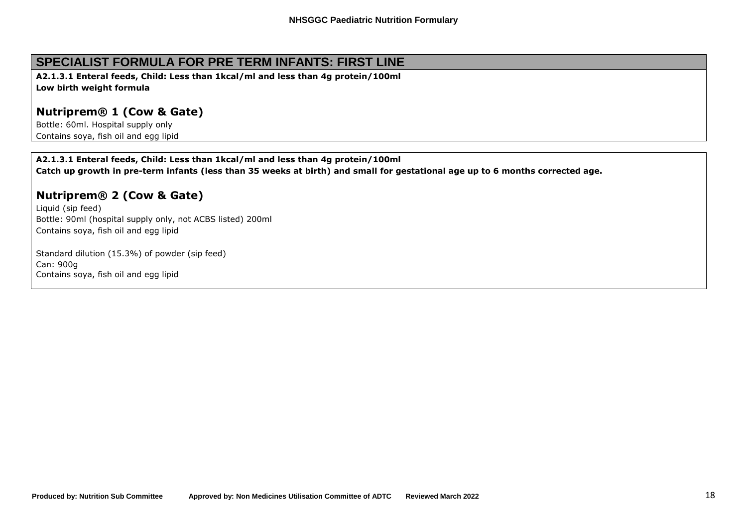## SPECIALIST FORMULA FOR PRE TERM INFANTS: FIRST LINE

**A2.1.3.1 Enteral feeds, Child: Less than 1kcal/ml and less than 4g protein/100ml**
**Low birth weight formula**

### Nutriprem® 1 (Cow & Gate)

Bottle: 60ml. Hospital supply only
Contains soya, fish oil and egg lipid

**A2.1.3.1 Enteral feeds, Child: Less than 1kcal/ml and less than 4g protein/100ml**
**Catch up growth in pre-term infants (less than 35 weeks at birth) and small for gestational age up to 6 months corrected age.**

### Nutriprem® 2 (Cow & Gate)

Liquid (sip feed)
Bottle: 90ml (hospital supply only, not ACBS listed) 200ml
Contains soya, fish oil and egg lipid

Standard dilution (15.3%) of powder (sip feed)
Can: 900g
Contains soya, fish oil and egg lipid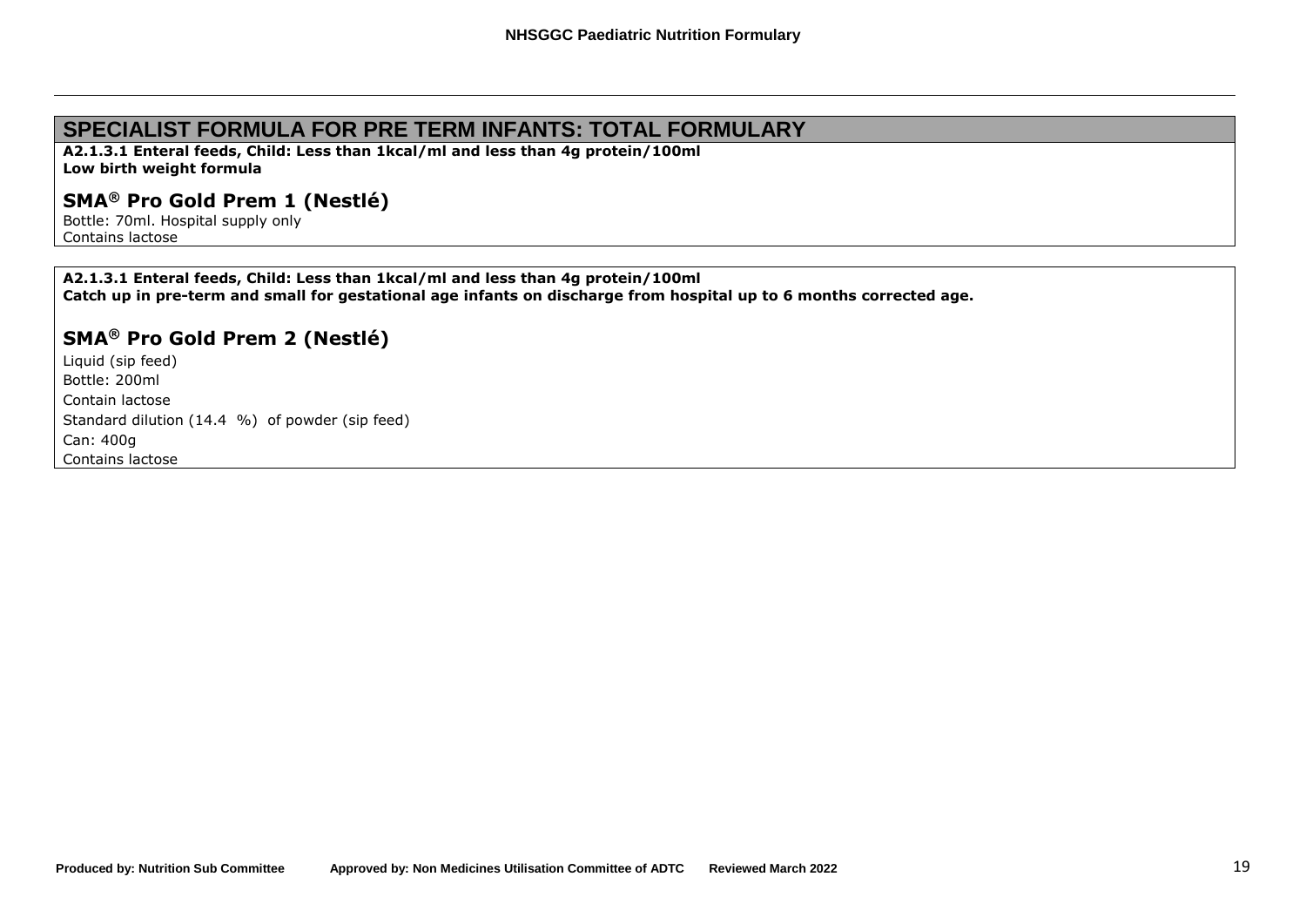## SPECIALIST FORMULA FOR PRE TERM INFANTS: TOTAL FORMULARY

**A2.1.3.1 Enteral feeds, Child: Less than 1kcal/ml and less than 4g protein/100ml**
**Low birth weight formula**

### SMA® Pro Gold Prem 1 (Nestlé)

Bottle: 70ml. Hospital supply only
Contains lactose

**A2.1.3.1 Enteral feeds, Child: Less than 1kcal/ml and less than 4g protein/100ml**
**Catch up in pre-term and small for gestational age infants on discharge from hospital up to 6 months corrected age.**

### SMA® Pro Gold Prem 2 (Nestlé)

Liquid (sip feed)
Bottle: 200ml
Contain lactose
Standard dilution (14.4 %) of powder (sip feed)
Can: 400g
Contains lactose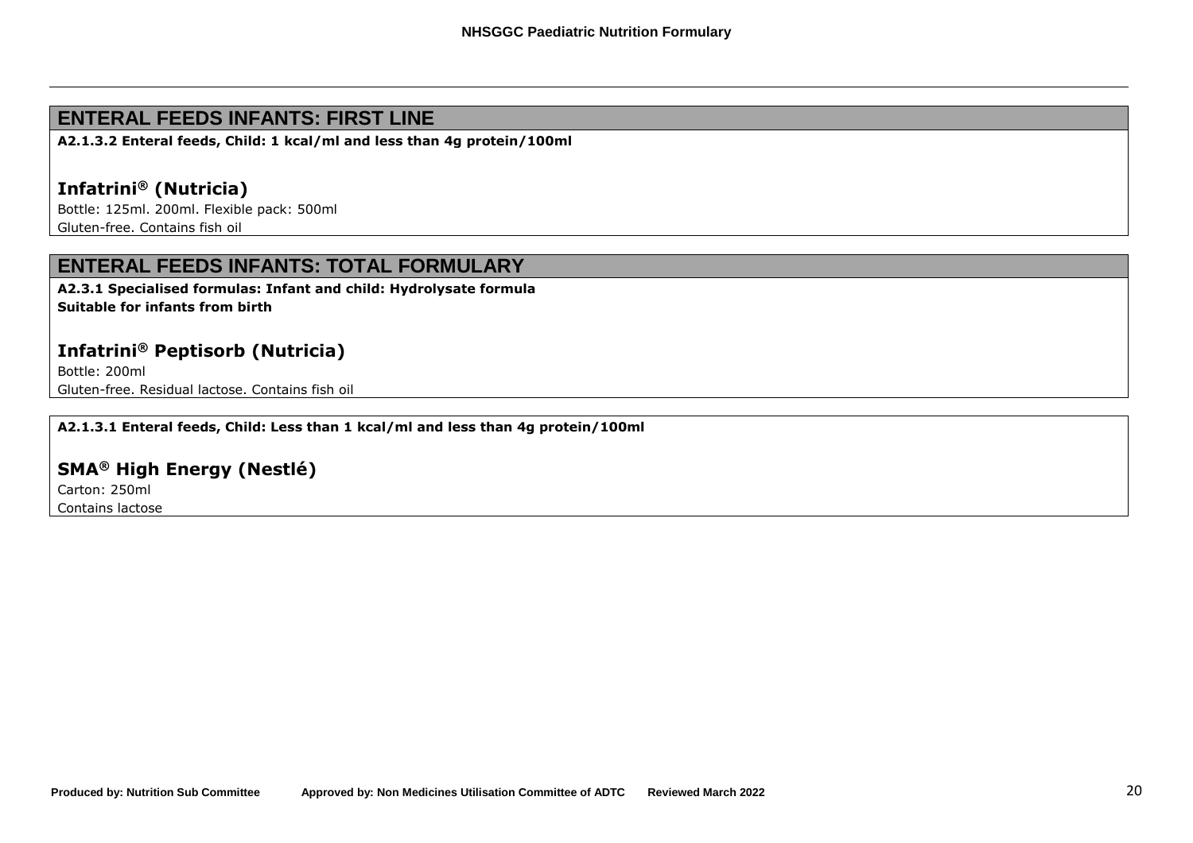## ENTERAL FEEDS INFANTS: FIRST LINE

**A2.1.3.2 Enteral feeds, Child: 1 kcal/ml and less than 4g protein/100ml**

### Infatrini® (Nutricia)

Bottle: 125ml. 200ml. Flexible pack: 500ml

Gluten-free. Contains fish oil

## ENTERAL FEEDS INFANTS: TOTAL FORMULARY

**A2.3.1 Specialised formulas: Infant and child: Hydrolysate formula**
**Suitable for infants from birth**

### Infatrini® Peptisorb (Nutricia)

Bottle: 200ml

Gluten-free. Residual lactose. Contains fish oil

**A2.1.3.1 Enteral feeds, Child: Less than 1 kcal/ml and less than 4g protein/100ml**

### SMA® High Energy (Nestlé)

Carton: 250ml

Contains lactose

Produced by: Nutrition Sub Committee Approved by: Non Medicines Utilisation Committee of ADTC Reviewed March 2022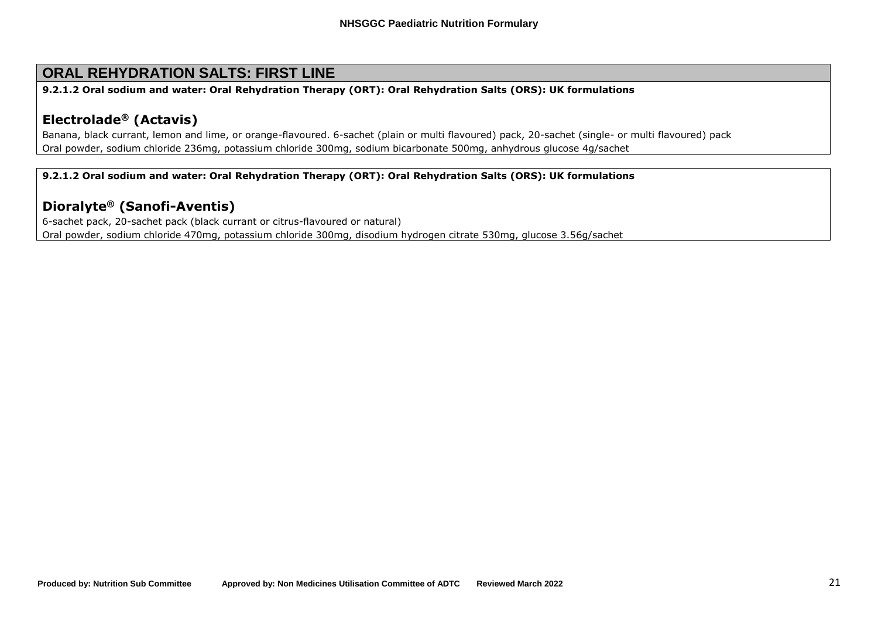## ORAL REHYDRATION SALTS: FIRST LINE

**9.2.1.2 Oral sodium and water: Oral Rehydration Therapy (ORT): Oral Rehydration Salts (ORS): UK formulations**

### Electrolade® (Actavis)

Banana, black currant, lemon and lime, or orange-flavoured. 6-sachet (plain or multi flavoured) pack, 20-sachet (single- or multi flavoured) pack

Oral powder, sodium chloride 236mg, potassium chloride 300mg, sodium bicarbonate 500mg, anhydrous glucose 4g/sachet

**9.2.1.2 Oral sodium and water: Oral Rehydration Therapy (ORT): Oral Rehydration Salts (ORS): UK formulations**

### Dioralyte® (Sanofi-Aventis)

6-sachet pack, 20-sachet pack (black currant or citrus-flavoured or natural)

Oral powder, sodium chloride 470mg, potassium chloride 300mg, disodium hydrogen citrate 530mg, glucose 3.56g/sachet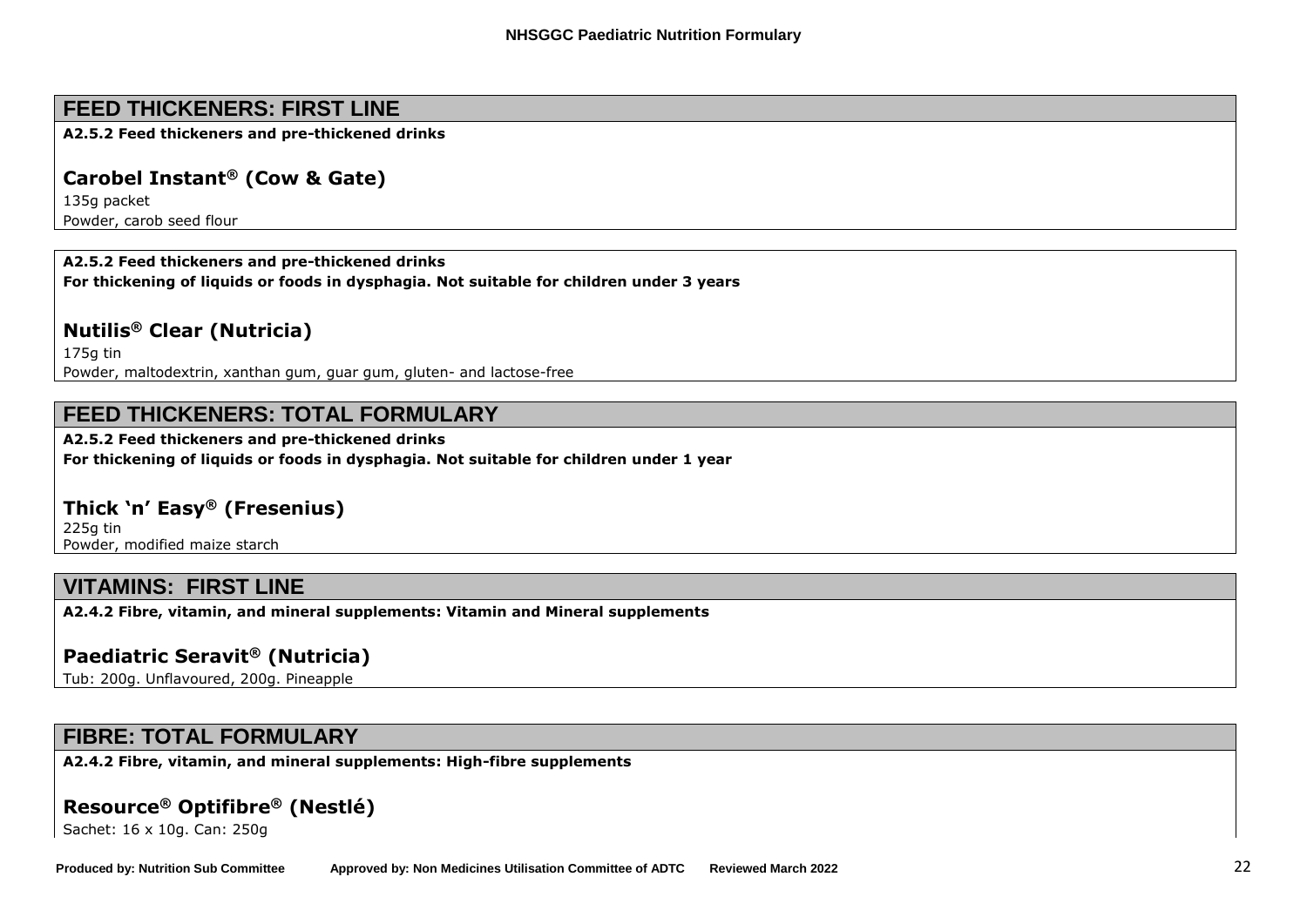## FEED THICKENERS: FIRST LINE

**A2.5.2 Feed thickeners and pre-thickened drinks**

### Carobel Instant® (Cow & Gate)

135g packet

Powder, carob seed flour

**A2.5.2 Feed thickeners and pre-thickened drinks**

**For thickening of liquids or foods in dysphagia. Not suitable for children under 3 years**

### Nutilis® Clear (Nutricia)

175g tin

Powder, maltodextrin, xanthan gum, guar gum, gluten- and lactose-free

## FEED THICKENERS: TOTAL FORMULARY

**A2.5.2 Feed thickeners and pre-thickened drinks**

**For thickening of liquids or foods in dysphagia. Not suitable for children under 1 year**

### Thick 'n' Easy® (Fresenius)

225g tin

Powder, modified maize starch

## VITAMINS: FIRST LINE

**A2.4.2 Fibre, vitamin, and mineral supplements: Vitamin and Mineral supplements**

### Paediatric Seravit® (Nutricia)

Tub: 200g. Unflavoured, 200g. Pineapple

## FIBRE: TOTAL FORMULARY

**A2.4.2 Fibre, vitamin, and mineral supplements: High-fibre supplements**

### Resource® Optifibre® (Nestlé)

Sachet: 16 x 10g. Can: 250g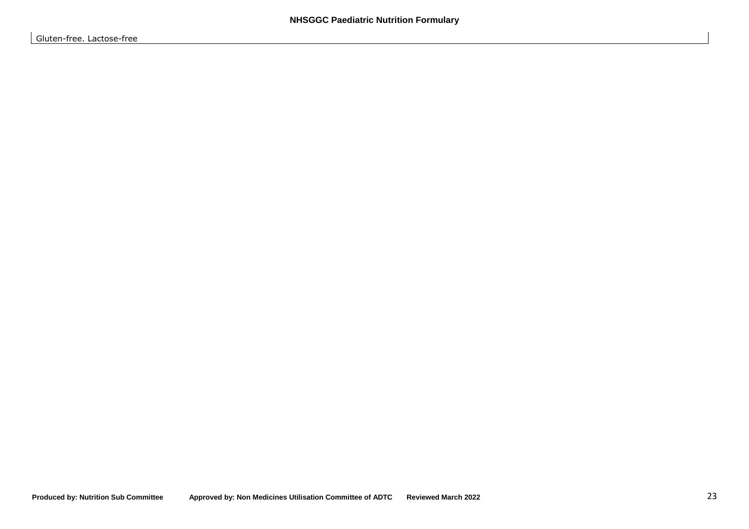| |
|---|
| Gluten-free. Lactose-free |